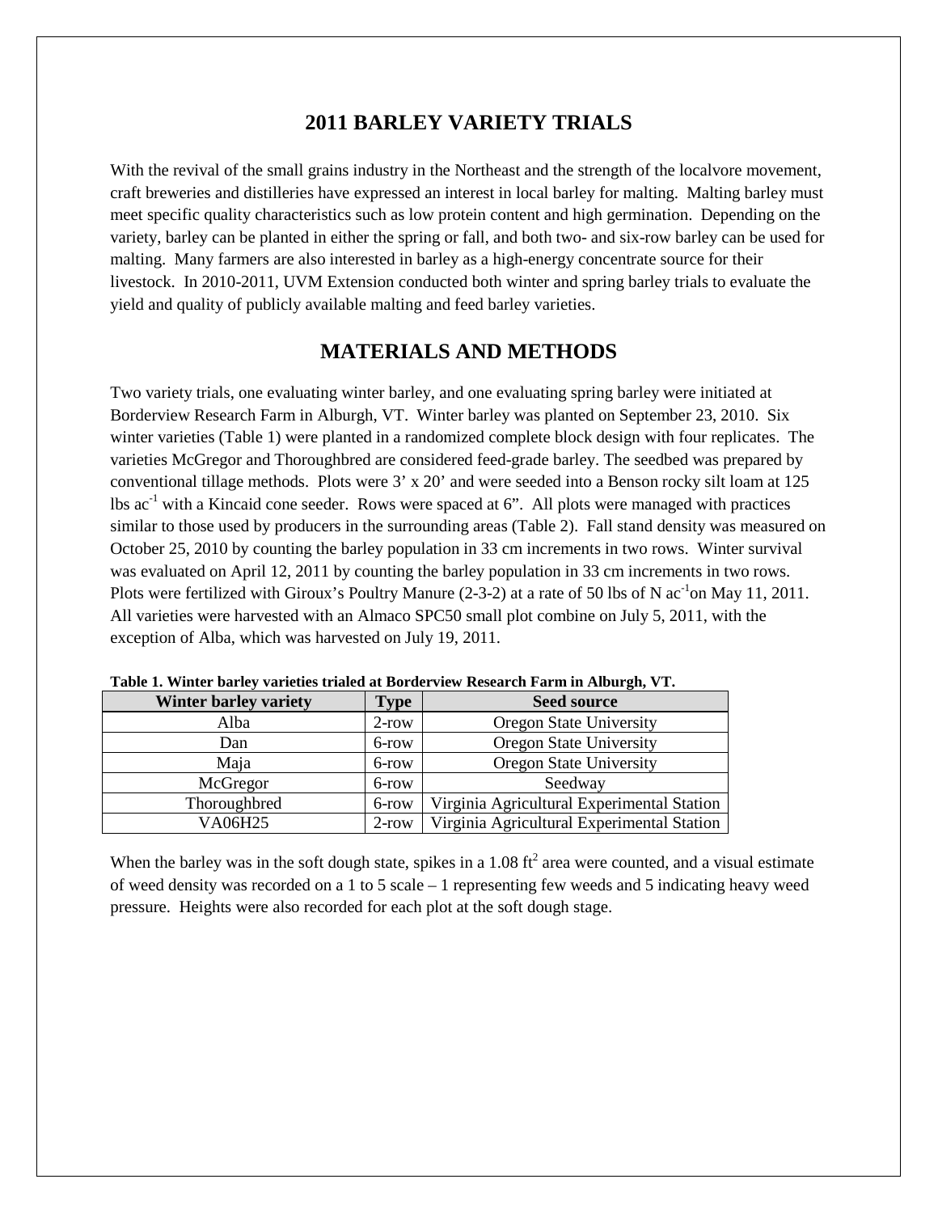# 2011 BARLEY VARIETY TRIALS

With the revival of the small grains industry in the Northeast and the strength of the localvore movement, craft breweries and distilleries have expressed an interest in local barley for malting. Malting barley must meet specific quality characteristics such as low protein content and high germination. Depending on the variety, barley can be planted in either the spring or fall, and both two- and six-row barley can be used for malting. Many farmers are also interested in barley as a high-energy concentrate source for their livestock. In 2010-2011, UVM Extension conducted both winter and spring barley trials to evaluate the yield and quality of publicly available malting and feed barley varieties.

# MATERIALS AND METHODS

Two variety trials, one evaluating winter barley, and one evaluating spring barley were initiated at Borderview Research Farm in Alburgh, VT. Winter barley was planted on September 23, 2010. Six winter varieties (Table 1) were planted in a randomized complete block design with four replicates. The varieties McGregor and Thoroughbred are considered feed-grade barley. The seedbed was prepared by conventional tillage methods. Plots were 3' x 20' and were seeded into a Benson rocky silt loam at 125 lbs $ac^{-1}$ with a Kincaid cone seeder. Rows were spaced at 6". All plots were managed with practices similar to those used by producers in the surrounding areas (Table 2). Fall stand density was measured on October 25, 2010 by counting the barley population in 33 cm increments in two rows. Winter survival was evaluated on April 12, 2011 by counting the barley population in 33 cm increments in two rows. Plots were fertilized with Giroux's Poultry Manure (2-3-2) at a rate of 50 lbs of N $ac^{-1}$on May 11, 2011. All varieties were harvested with an Almaco SPC50 small plot combine on July 5, 2011, with the exception of Alba, which was harvested on July 19, 2011.

**Table 1. Winter barley varieties trialed at Borderview Research Farm in Alburgh, VT.**

| Winter barley variety | Type | Seed source |
|---|---|---|
| Alba | 2-row | Oregon State University |
| Dan | 6-row | Oregon State University |
| Maja | 6-row | Oregon State University |
| McGregor | 6-row | Seedway |
| Thoroughbred | 6-row | Virginia Agricultural Experimental Station |
| VA06H25 | 2-row | Virginia Agricultural Experimental Station |

When the barley was in the soft dough state, spikes in a 1.08 $ft^2$ area were counted, and a visual estimate of weed density was recorded on a 1 to 5 scale – 1 representing few weeds and 5 indicating heavy weed pressure. Heights were also recorded for each plot at the soft dough stage.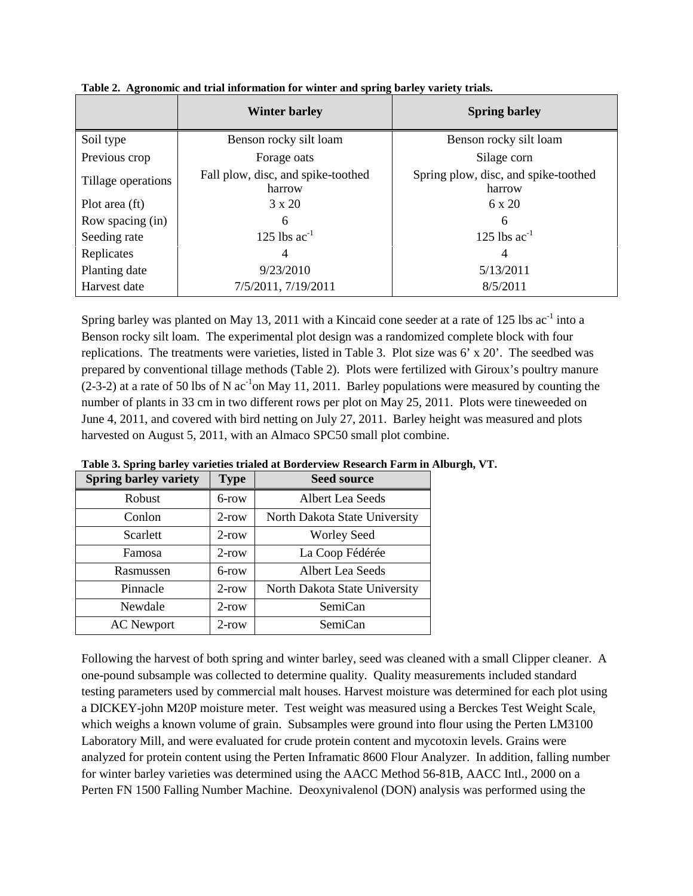**Table 2. Agronomic and trial information for winter and spring barley variety trials.**

| | Winter barley | Spring barley |
|---|---|---|
| Soil type | Benson rocky silt loam | Benson rocky silt loam |
| Previous crop | Forage oats | Silage corn |
| Tillage operations | Fall plow, disc, and spike-toothed harrow | Spring plow, disc, and spike-toothed harrow |
| Plot area (ft) | 3 x 20 | 6 x 20 |
| Row spacing (in) | 6 | 6 |
| Seeding rate | 125 lbs $ac^{-1}$ | 125 lbs $ac^{-1}$ |
| Replicates | 4 | 4 |
| Planting date | 9/23/2010 | 5/13/2011 |
| Harvest date | 7/5/2011, 7/19/2011 | 8/5/2011 |

Spring barley was planted on May 13, 2011 with a Kincaid cone seeder at a rate of 125 lbs $ac^{-1}$ into a Benson rocky silt loam. The experimental plot design was a randomized complete block with four replications. The treatments were varieties, listed in Table 3. Plot size was 6' x 20'. The seedbed was prepared by conventional tillage methods (Table 2). Plots were fertilized with Giroux's poultry manure (2-3-2) at a rate of 50 lbs of N $ac^{-1}$on May 11, 2011. Barley populations were measured by counting the number of plants in 33 cm in two different rows per plot on May 25, 2011. Plots were tineweeded on June 4, 2011, and covered with bird netting on July 27, 2011. Barley height was measured and plots harvested on August 5, 2011, with an Almaco SPC50 small plot combine.

**Table 3. Spring barley varieties trialed at Borderview Research Farm in Alburgh, VT.**

| Spring barley variety | Type | Seed source |
|---|---|---|
| Robust | 6-row | Albert Lea Seeds |
| Conlon | 2-row | North Dakota State University |
| Scarlett | 2-row | Worley Seed |
| Famosa | 2-row | La Coop Fédérée |
| Rasmussen | 6-row | Albert Lea Seeds |
| Pinnacle | 2-row | North Dakota State University |
| Newdale | 2-row | SemiCan |
| AC Newport | 2-row | SemiCan |

Following the harvest of both spring and winter barley, seed was cleaned with a small Clipper cleaner. A one-pound subsample was collected to determine quality. Quality measurements included standard testing parameters used by commercial malt houses. Harvest moisture was determined for each plot using a DICKEY-john M20P moisture meter. Test weight was measured using a Berckes Test Weight Scale, which weighs a known volume of grain. Subsamples were ground into flour using the Perten LM3100 Laboratory Mill, and were evaluated for crude protein content and mycotoxin levels. Grains were analyzed for protein content using the Perten Inframatic 8600 Flour Analyzer. In addition, falling number for winter barley varieties was determined using the AACC Method 56-81B, AACC Intl., 2000 on a Perten FN 1500 Falling Number Machine. Deoxynivalenol (DON) analysis was performed using the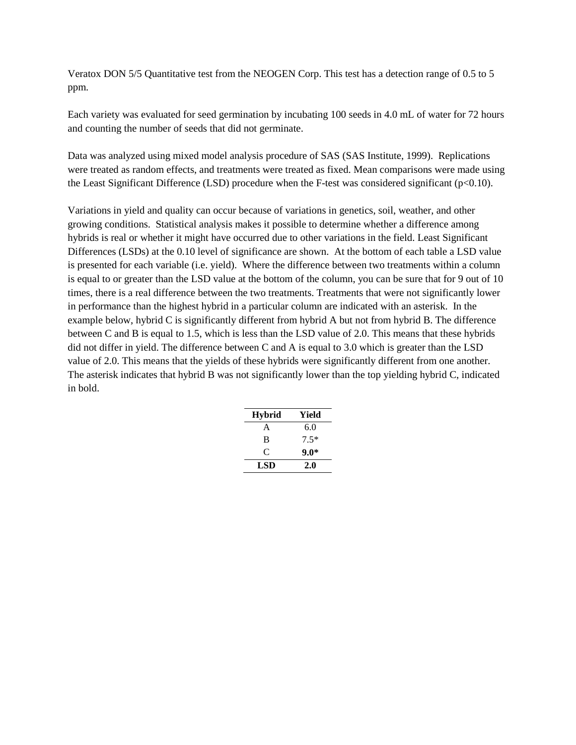Veratox DON 5/5 Quantitative test from the NEOGEN Corp. This test has a detection range of 0.5 to 5 ppm.

Each variety was evaluated for seed germination by incubating 100 seeds in 4.0 mL of water for 72 hours and counting the number of seeds that did not germinate.

Data was analyzed using mixed model analysis procedure of SAS (SAS Institute, 1999). Replications were treated as random effects, and treatments were treated as fixed. Mean comparisons were made using the Least Significant Difference (LSD) procedure when the F-test was considered significant ($p<0.10$).

Variations in yield and quality can occur because of variations in genetics, soil, weather, and other growing conditions. Statistical analysis makes it possible to determine whether a difference among hybrids is real or whether it might have occurred due to other variations in the field. Least Significant Differences (LSDs) at the 0.10 level of significance are shown. At the bottom of each table a LSD value is presented for each variable (i.e. yield). Where the difference between two treatments within a column is equal to or greater than the LSD value at the bottom of the column, you can be sure that for 9 out of 10 times, there is a real difference between the two treatments. Treatments that were not significantly lower in performance than the highest hybrid in a particular column are indicated with an asterisk. In the example below, hybrid C is significantly different from hybrid A but not from hybrid B. The difference between C and B is equal to 1.5, which is less than the LSD value of 2.0. This means that these hybrids did not differ in yield. The difference between C and A is equal to 3.0 which is greater than the LSD value of 2.0. This means that the yields of these hybrids were significantly different from one another. The asterisk indicates that hybrid B was not significantly lower than the top yielding hybrid C, indicated in bold.

| Hybrid | Yield |
|---|---|
| A | 6.0 |
| B | 7.5* |
| C | **9.0*** |
| **LSD** | **2.0** |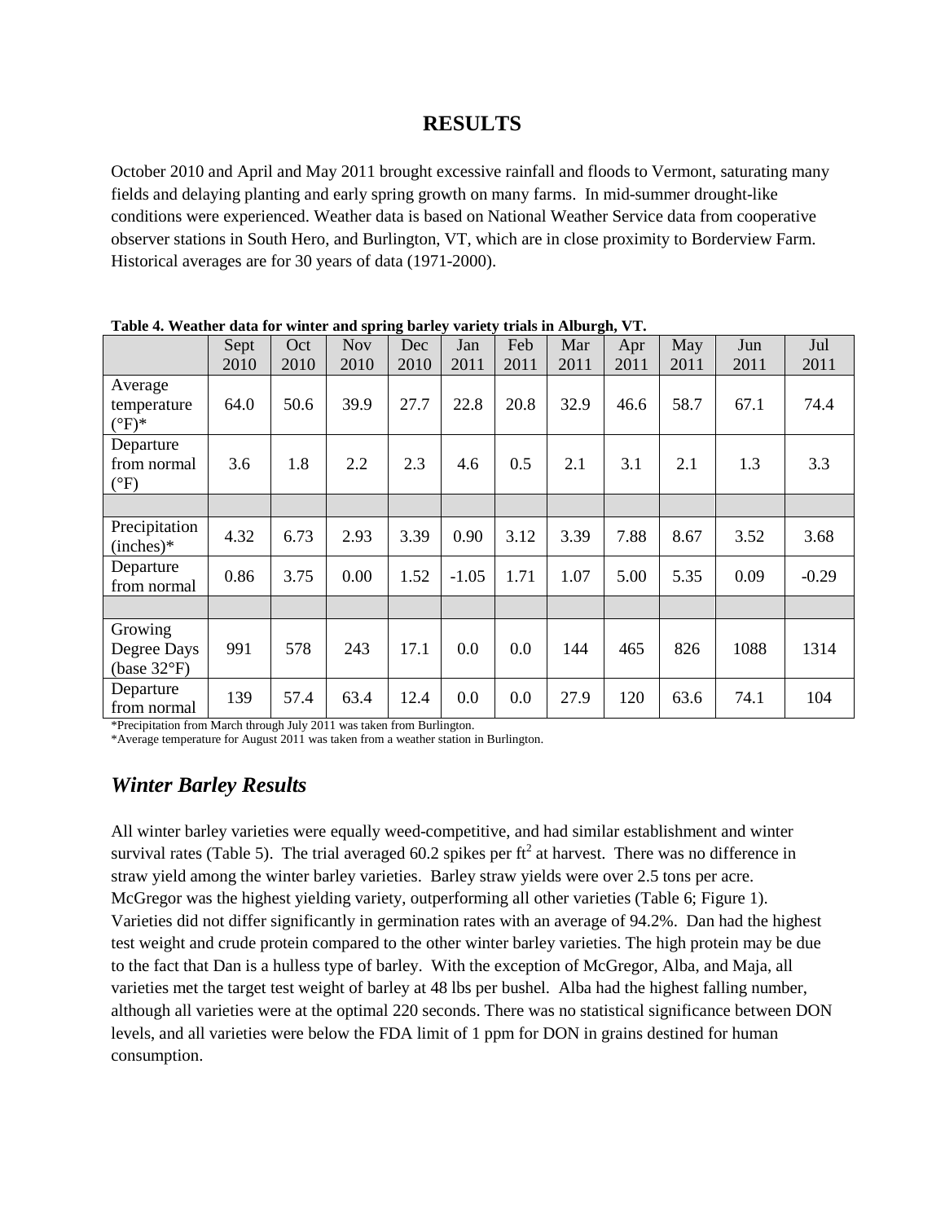# RESULTS

October 2010 and April and May 2011 brought excessive rainfall and floods to Vermont, saturating many fields and delaying planting and early spring growth on many farms. In mid-summer drought-like conditions were experienced. Weather data is based on National Weather Service data from cooperative observer stations in South Hero, and Burlington, VT, which are in close proximity to Borderview Farm. Historical averages are for 30 years of data (1971-2000).

**Table 4. Weather data for winter and spring barley variety trials in Alburgh, VT.**

| | Sept 2010 | Oct 2010 | Nov 2010 | Dec 2010 | Jan 2011 | Feb 2011 | Mar 2011 | Apr 2011 | May 2011 | Jun 2011 | Jul 2011 |
|---|---|---|---|---|---|---|---|---|---|---|---|
| Average temperature (°F)* | 64.0 | 50.6 | 39.9 | 27.7 | 22.8 | 20.8 | 32.9 | 46.6 | 58.7 | 67.1 | 74.4 |
| Departure from normal (°F) | 3.6 | 1.8 | 2.2 | 2.3 | 4.6 | 0.5 | 2.1 | 3.1 | 2.1 | 1.3 | 3.3 |
| | | | | | | | | | | | |
| Precipitation (inches)* | 4.32 | 6.73 | 2.93 | 3.39 | 0.90 | 3.12 | 3.39 | 7.88 | 8.67 | 3.52 | 3.68 |
| Departure from normal | 0.86 | 3.75 | 0.00 | 1.52 | -1.05 | 1.71 | 1.07 | 5.00 | 5.35 | 0.09 | -0.29 |
| | | | | | | | | | | | |
| Growing Degree Days (base 32°F) | 991 | 578 | 243 | 17.1 | 0.0 | 0.0 | 144 | 465 | 826 | 1088 | 1314 |
| Departure from normal | 139 | 57.4 | 63.4 | 12.4 | 0.0 | 0.0 | 27.9 | 120 | 63.6 | 74.1 | 104 |

*Precipitation from March through July 2011 was taken from Burlington.
*Average temperature for August 2011 was taken from a weather station in Burlington.

## *Winter Barley Results*

All winter barley varieties were equally weed-competitive, and had similar establishment and winter survival rates (Table 5). The trial averaged 60.2 spikes per $ft^2$ at harvest. There was no difference in straw yield among the winter barley varieties. Barley straw yields were over 2.5 tons per acre. McGregor was the highest yielding variety, outperforming all other varieties (Table 6; Figure 1). Varieties did not differ significantly in germination rates with an average of 94.2%. Dan had the highest test weight and crude protein compared to the other winter barley varieties. The high protein may be due to the fact that Dan is a hulless type of barley. With the exception of McGregor, Alba, and Maja, all varieties met the target test weight of barley at 48 lbs per bushel. Alba had the highest falling number, although all varieties were at the optimal 220 seconds. There was no statistical significance between DON levels, and all varieties were below the FDA limit of 1 ppm for DON in grains destined for human consumption.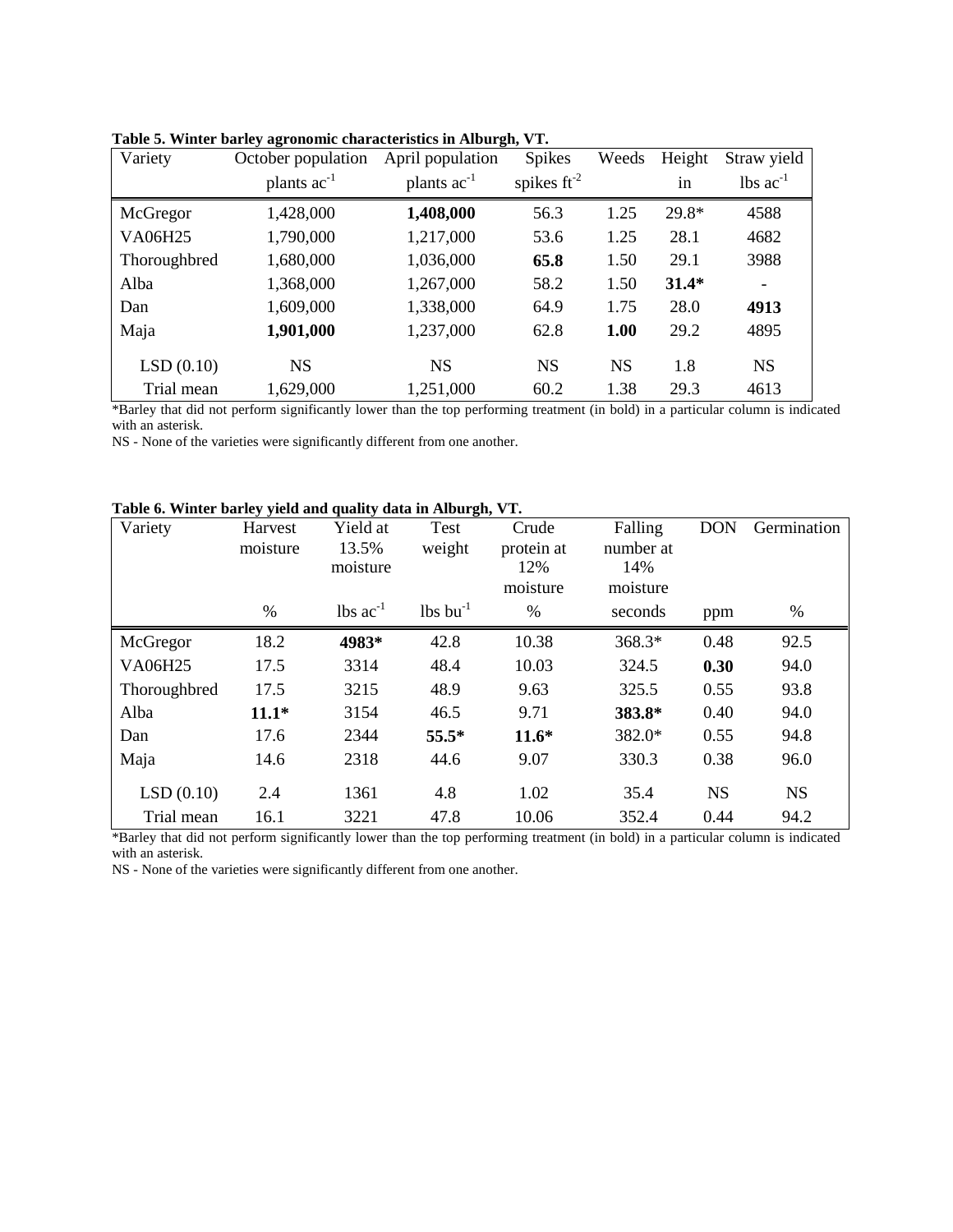**Table 5. Winter barley agronomic characteristics in Alburgh, VT.**

| Variety | October population | April population | Spikes | Weeds | Height | Straw yield |
|---|---|---|---|---|---|---|
| | plants $ac^{-1}$ | plants $ac^{-1}$ | spikes $ft^{-2}$ | | in | lbs $ac^{-1}$ |
| McGregor | 1,428,000 | **1,408,000** | 56.3 | 1.25 | 29.8* | 4588 |
| VA06H25 | 1,790,000 | 1,217,000 | 53.6 | 1.25 | 28.1 | 4682 |
| Thoroughbred | 1,680,000 | 1,036,000 | **65.8** | 1.50 | 29.1 | 3988 |
| Alba | 1,368,000 | 1,267,000 | 58.2 | 1.50 | **31.4*** | - |
| Dan | 1,609,000 | 1,338,000 | 64.9 | 1.75 | 28.0 | **4913** |
| Maja | **1,901,000** | 1,237,000 | 62.8 | **1.00** | 29.2 | 4895 |
| LSD (0.10) | NS | NS | NS | NS | 1.8 | NS |
| Trial mean | 1,629,000 | 1,251,000 | 60.2 | 1.38 | 29.3 | 4613 |

*Barley that did not perform significantly lower than the top performing treatment (in bold) in a particular column is indicated with an asterisk.

NS - None of the varieties were significantly different from one another.

**Table 6. Winter barley yield and quality data in Alburgh, VT.**

| Variety | Harvest moisture | Yield at 13.5% moisture | Test weight | Crude protein at 12% moisture | Falling number at 14% moisture | DON | Germination |
|---|---|---|---|---|---|---|---|
| | % | lbs $ac^{-1}$ | lbs $bu^{-1}$ | % | seconds | ppm | % |
| McGregor | 18.2 | **4983*** | 42.8 | 10.38 | 368.3* | 0.48 | 92.5 |
| VA06H25 | 17.5 | 3314 | 48.4 | 10.03 | 324.5 | **0.30** | 94.0 |
| Thoroughbred | 17.5 | 3215 | 48.9 | 9.63 | 325.5 | 0.55 | 93.8 |
| Alba | **11.1*** | 3154 | 46.5 | 9.71 | **383.8*** | 0.40 | 94.0 |
| Dan | 17.6 | 2344 | **55.5*** | **11.6*** | 382.0* | 0.55 | 94.8 |
| Maja | 14.6 | 2318 | 44.6 | 9.07 | 330.3 | 0.38 | 96.0 |
| LSD (0.10) | 2.4 | 1361 | 4.8 | 1.02 | 35.4 | NS | NS |
| Trial mean | 16.1 | 3221 | 47.8 | 10.06 | 352.4 | 0.44 | 94.2 |

*Barley that did not perform significantly lower than the top performing treatment (in bold) in a particular column is indicated with an asterisk.

NS - None of the varieties were significantly different from one another.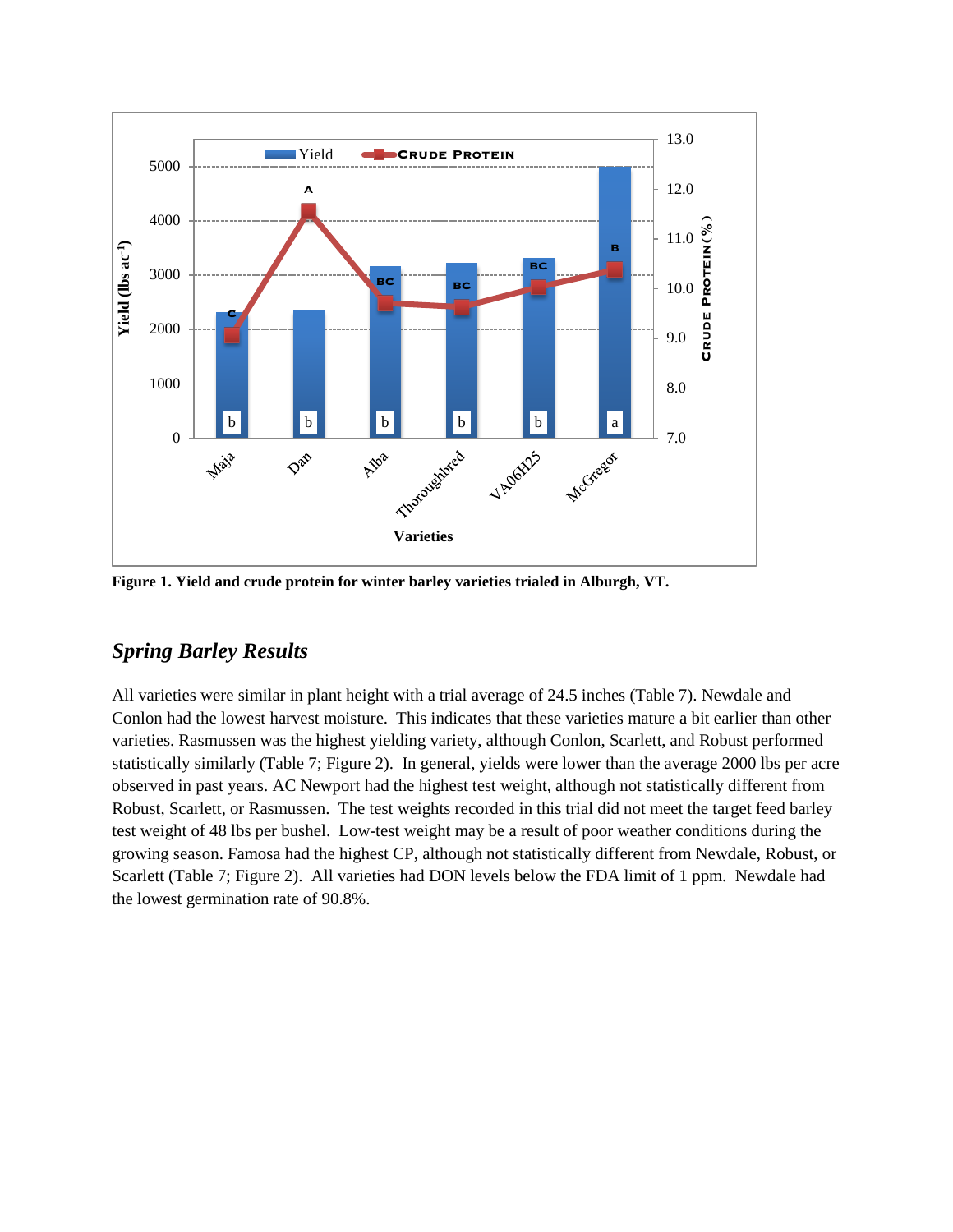**Figure 1. Yield and crude protein for winter barley varieties trialed in Alburgh, VT.**

## *Spring Barley Results*

All varieties were similar in plant height with a trial average of 24.5 inches (Table 7). Newdale and Conlon had the lowest harvest moisture. This indicates that these varieties mature a bit earlier than other varieties. Rasmussen was the highest yielding variety, although Conlon, Scarlett, and Robust performed statistically similarly (Table 7; Figure 2). In general, yields were lower than the average 2000 lbs per acre observed in past years. AC Newport had the highest test weight, although not statistically different from Robust, Scarlett, or Rasmussen. The test weights recorded in this trial did not meet the target feed barley test weight of 48 lbs per bushel. Low-test weight may be a result of poor weather conditions during the growing season. Famosa had the highest CP, although not statistically different from Newdale, Robust, or Scarlett (Table 7; Figure 2). All varieties had DON levels below the FDA limit of 1 ppm. Newdale had the lowest germination rate of 90.8%.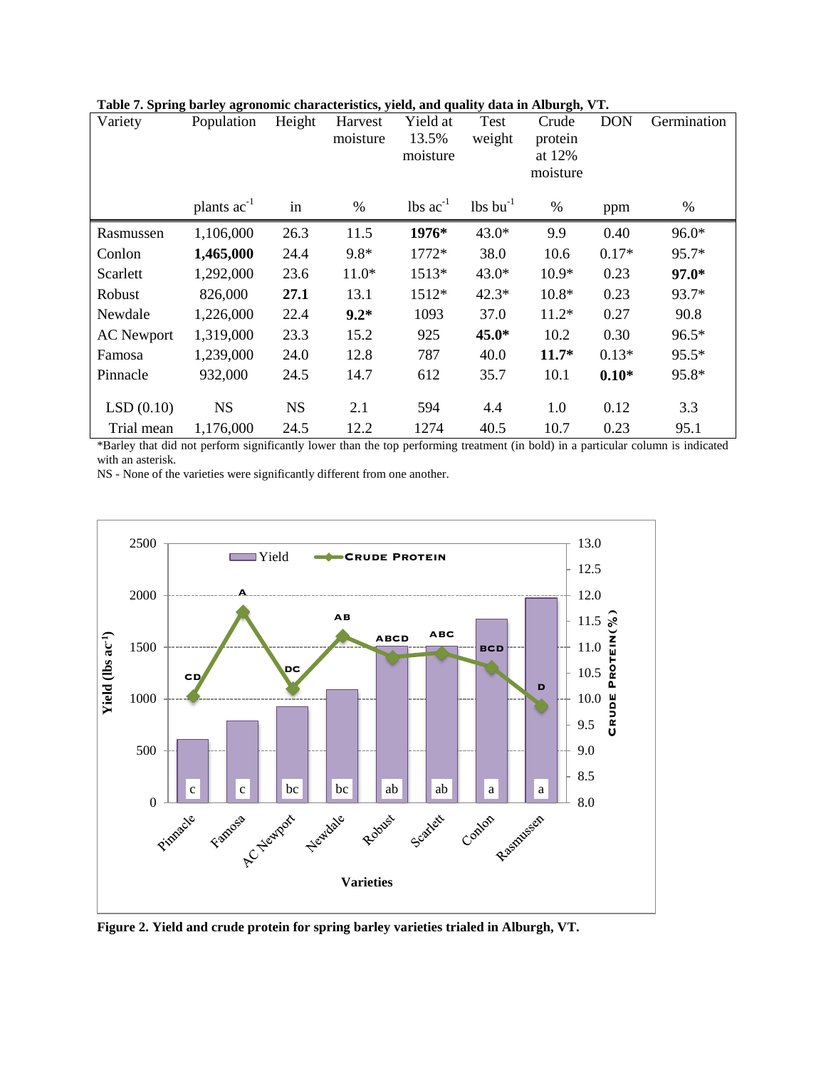**Table 7. Spring barley agronomic characteristics, yield, and quality data in Alburgh, VT.**

| Variety | Population | Height | Harvest moisture | Yield at 13.5% moisture | Test weight | Crude protein at 12% moisture | DON | Germination |
|---|---|---|---|---|---|---|---|---|
| | plants ac$^{-1}$ | in | % | lbs ac$^{-1}$ | lbs bu$^{-1}$ | % | ppm | % |
| Rasmussen | 1,106,000 | 26.3 | 11.5 | **1976*** | 43.0* | 9.9 | 0.40 | 96.0* |
| Conlon | **1,465,000** | 24.4 | 9.8* | 1772* | 38.0 | 10.6 | 0.17* | 95.7* |
| Scarlett | 1,292,000 | 23.6 | 11.0* | 1513* | 43.0* | 10.9* | 0.23 | **97.0*** |
| Robust | 826,000 | **27.1** | 13.1 | 1512* | 42.3* | 10.8* | 0.23 | 93.7* |
| Newdale | 1,226,000 | 22.4 | **9.2*** | 1093 | 37.0 | 11.2* | 0.27 | 90.8 |
| AC Newport | 1,319,000 | 23.3 | 15.2 | 925 | **45.0*** | 10.2 | 0.30 | 96.5* |
| Famosa | 1,239,000 | 24.0 | 12.8 | 787 | 40.0 | **11.7*** | 0.13* | 95.5* |
| Pinnacle | 932,000 | 24.5 | 14.7 | 612 | 35.7 | 10.1 | **0.10*** | 95.8* |
| LSD (0.10) | NS | NS | 2.1 | 594 | 4.4 | 1.0 | 0.12 | 3.3 |
| Trial mean | 1,176,000 | 24.5 | 12.2 | 1274 | 40.5 | 10.7 | 0.23 | 95.1 |

*Barley that did not perform significantly lower than the top performing treatment (in bold) in a particular column is indicated with an asterisk.

NS - None of the varieties were significantly different from one another.

**Figure 2. Yield and crude protein for spring barley varieties trialed in Alburgh, VT.**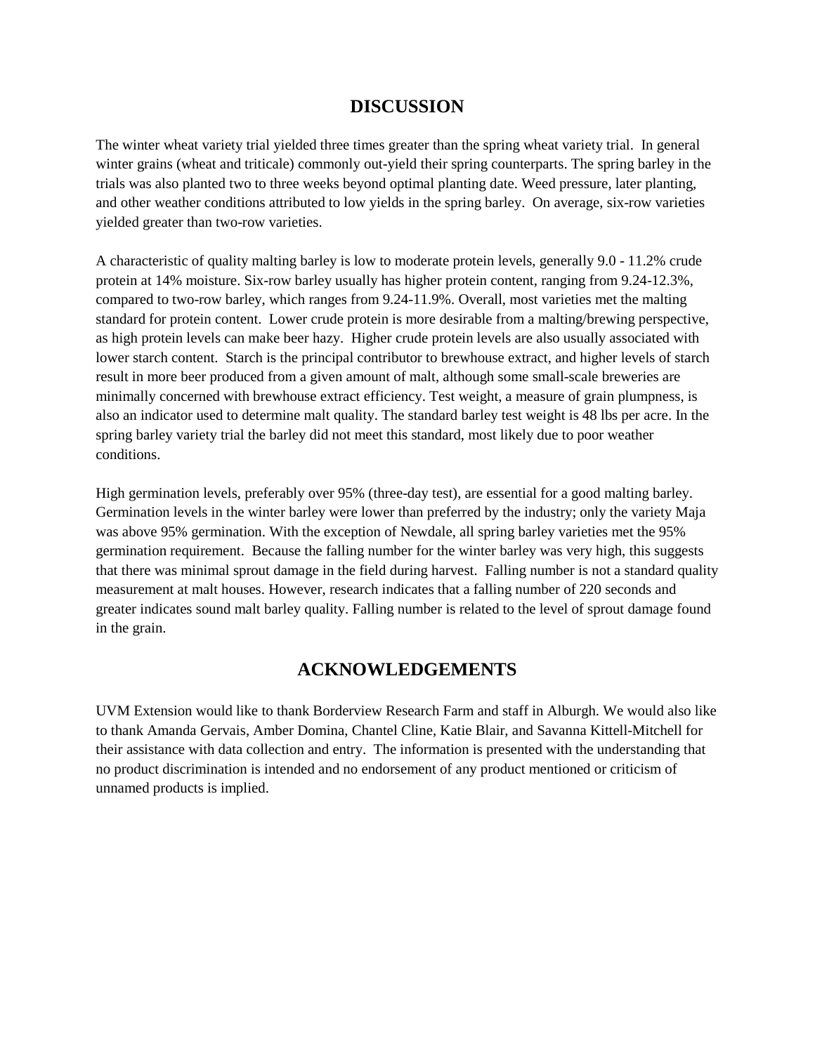## DISCUSSION

The winter wheat variety trial yielded three times greater than the spring wheat variety trial. In general winter grains (wheat and triticale) commonly out-yield their spring counterparts. The spring barley in the trials was also planted two to three weeks beyond optimal planting date. Weed pressure, later planting, and other weather conditions attributed to low yields in the spring barley. On average, six-row varieties yielded greater than two-row varieties.

A characteristic of quality malting barley is low to moderate protein levels, generally 9.0 - 11.2% crude protein at 14% moisture. Six-row barley usually has higher protein content, ranging from 9.24-12.3%, compared to two-row barley, which ranges from 9.24-11.9%. Overall, most varieties met the malting standard for protein content. Lower crude protein is more desirable from a malting/brewing perspective, as high protein levels can make beer hazy. Higher crude protein levels are also usually associated with lower starch content. Starch is the principal contributor to brewhouse extract, and higher levels of starch result in more beer produced from a given amount of malt, although some small-scale breweries are minimally concerned with brewhouse extract efficiency. Test weight, a measure of grain plumpness, is also an indicator used to determine malt quality. The standard barley test weight is 48 lbs per acre. In the spring barley variety trial the barley did not meet this standard, most likely due to poor weather conditions.

High germination levels, preferably over 95% (three-day test), are essential for a good malting barley. Germination levels in the winter barley were lower than preferred by the industry; only the variety Maja was above 95% germination. With the exception of Newdale, all spring barley varieties met the 95% germination requirement. Because the falling number for the winter barley was very high, this suggests that there was minimal sprout damage in the field during harvest. Falling number is not a standard quality measurement at malt houses. However, research indicates that a falling number of 220 seconds and greater indicates sound malt barley quality. Falling number is related to the level of sprout damage found in the grain.

## ACKNOWLEDGEMENTS

UVM Extension would like to thank Borderview Research Farm and staff in Alburgh. We would also like to thank Amanda Gervais, Amber Domina, Chantel Cline, Katie Blair, and Savanna Kittell-Mitchell for their assistance with data collection and entry. The information is presented with the understanding that no product discrimination is intended and no endorsement of any product mentioned or criticism of unnamed products is implied.